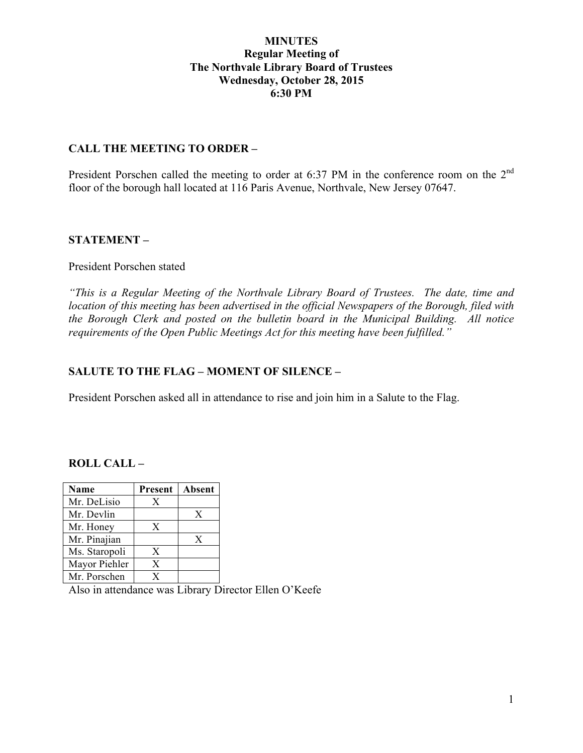# MINUTES
## Regular Meeting of
## The Northvale Library Board of Trustees
## Wednesday, October 28, 2015
## 6:30 PM

### CALL THE MEETING TO ORDER –

President Porschen called the meeting to order at 6:37 PM in the conference room on the 2nd floor of the borough hall located at 116 Paris Avenue, Northvale, New Jersey 07647.

### STATEMENT –

President Porschen stated

*"This is a Regular Meeting of the Northvale Library Board of Trustees. The date, time and location of this meeting has been advertised in the official Newspapers of the Borough, filed with the Borough Clerk and posted on the bulletin board in the Municipal Building. All notice requirements of the Open Public Meetings Act for this meeting have been fulfilled."*

### SALUTE TO THE FLAG – MOMENT OF SILENCE –

President Porschen asked all in attendance to rise and join him in a Salute to the Flag.

### ROLL CALL –

| Name | Present | Absent |
|---|---|---|
| Mr. DeLisio | X | |
| Mr. Devlin | | X |
| Mr. Honey | X | |
| Mr. Pinajian | | X |
| Ms. Staropoli | X | |
| Mayor Piehler | X | |
| Mr. Porschen | X | |

Also in attendance was Library Director Ellen O'Keefe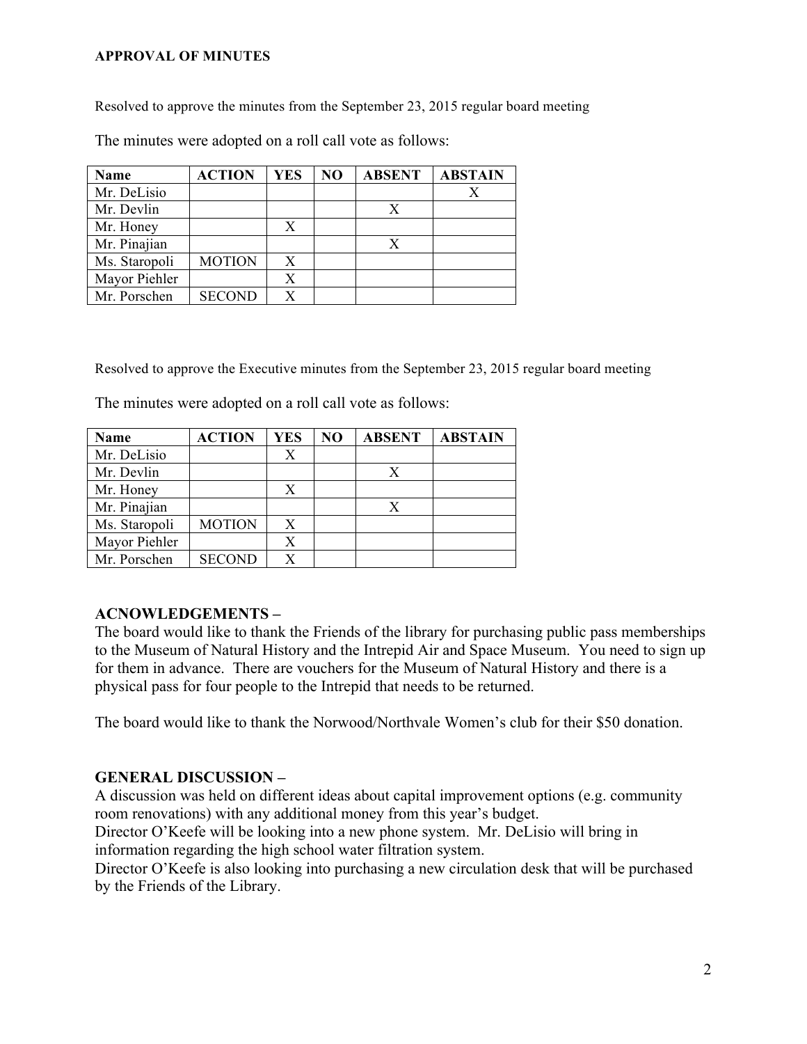**APPROVAL OF MINUTES**

Resolved to approve the minutes from the September 23, 2015 regular board meeting

The minutes were adopted on a roll call vote as follows:

| Name | ACTION | YES | NO | ABSENT | ABSTAIN |
|---|---|---|---|---|---|
| Mr. DeLisio | | | | | X |
| Mr. Devlin | | | | X | |
| Mr. Honey | | X | | | |
| Mr. Pinajian | | | | X | |
| Ms. Staropoli | MOTION | X | | | |
| Mayor Piehler | | X | | | |
| Mr. Porschen | SECOND | X | | | |

Resolved to approve the Executive minutes from the September 23, 2015 regular board meeting

The minutes were adopted on a roll call vote as follows:

| Name | ACTION | YES | NO | ABSENT | ABSTAIN |
|---|---|---|---|---|---|
| Mr. DeLisio | | X | | | |
| Mr. Devlin | | | | X | |
| Mr. Honey | | X | | | |
| Mr. Pinajian | | | | X | |
| Ms. Staropoli | MOTION | X | | | |
| Mayor Piehler | | X | | | |
| Mr. Porschen | SECOND | X | | | |

**ACNOWLEDGEMENTS –**

The board would like to thank the Friends of the library for purchasing public pass memberships to the Museum of Natural History and the Intrepid Air and Space Museum. You need to sign up for them in advance. There are vouchers for the Museum of Natural History and there is a physical pass for four people to the Intrepid that needs to be returned.

The board would like to thank the Norwood/Northvale Women's club for their $50 donation.

**GENERAL DISCUSSION –**

A discussion was held on different ideas about capital improvement options (e.g. community room renovations) with any additional money from this year's budget.

Director O'Keefe will be looking into a new phone system. Mr. DeLisio will bring in information regarding the high school water filtration system.

Director O'Keefe is also looking into purchasing a new circulation desk that will be purchased by the Friends of the Library.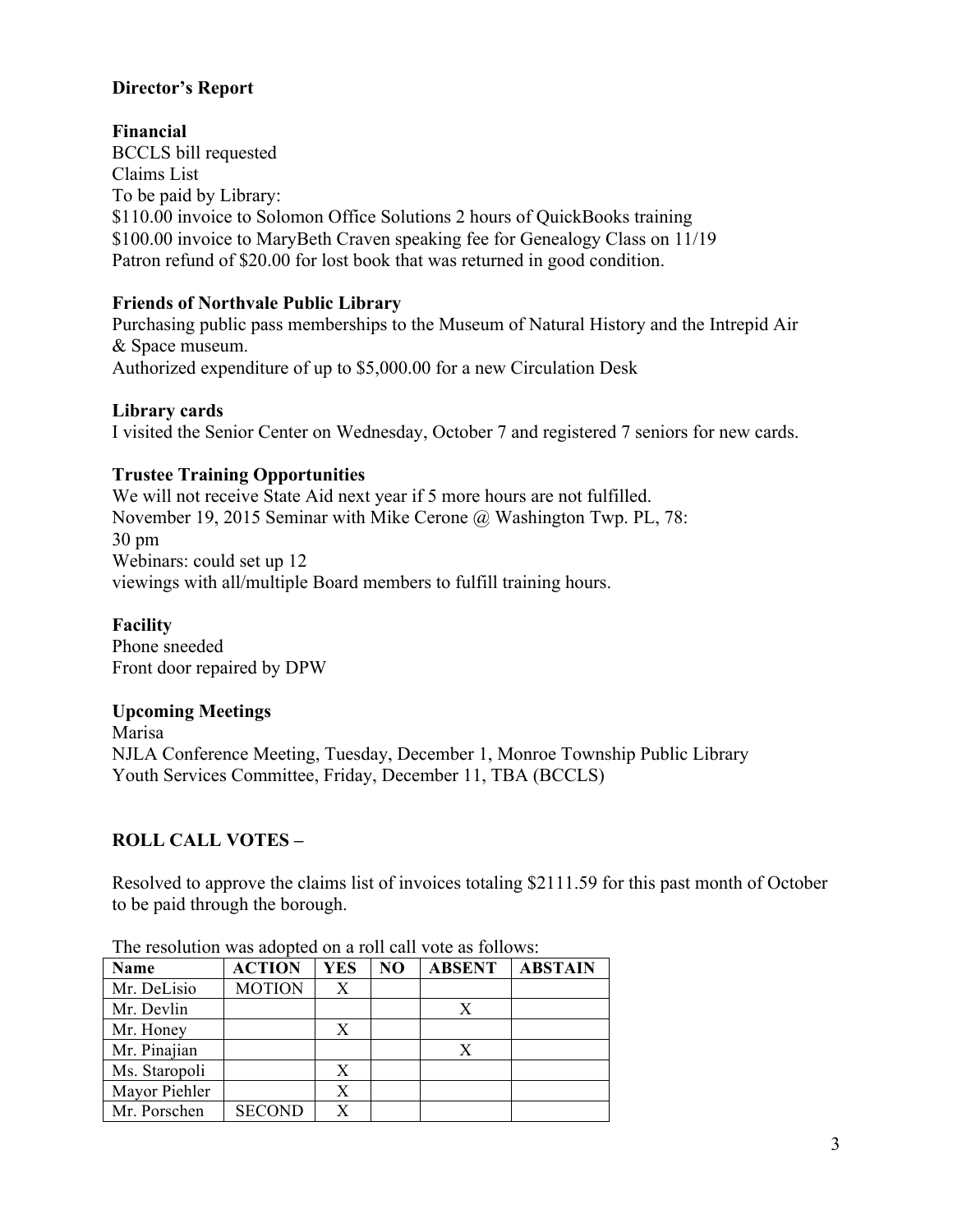**Director's Report**

**Financial**

BCCLS bill requested
Claims List
To be paid by Library:
$110.00 invoice to Solomon Office Solutions 2 hours of QuickBooks training
$100.00 invoice to MaryBeth Craven speaking fee for Genealogy Class on 11/19
Patron refund of $20.00 for lost book that was returned in good condition.

**Friends of Northvale Public Library**

Purchasing public pass memberships to the Museum of Natural History and the Intrepid Air & Space museum.
Authorized expenditure of up to $5,000.00 for a new Circulation Desk

**Library cards**

I visited the Senior Center on Wednesday, October 7 and registered 7 seniors for new cards.

**Trustee Training Opportunities**

We will not receive State Aid next year if 5 more hours are not fulfilled.
November 19, 2015 Seminar with Mike Cerone @ Washington Twp. PL, 78:
30 pm
Webinars: could set up 12
viewings with all/multiple Board members to fulfill training hours.

**Facility**

Phone sneeded
Front door repaired by DPW

**Upcoming Meetings**

Marisa
NJLA Conference Meeting, Tuesday, December 1, Monroe Township Public Library
Youth Services Committee, Friday, December 11, TBA (BCCLS)

**ROLL CALL VOTES –**

Resolved to approve the claims list of invoices totaling $2111.59 for this past month of October to be paid through the borough.

The resolution was adopted on a roll call vote as follows:

| Name | ACTION | YES | NO | ABSENT | ABSTAIN |
|---|---|---|---|---|---|
| Mr. DeLisio | MOTION | X | | | |
| Mr. Devlin | | | | X | |
| Mr. Honey | | X | | | |
| Mr. Pinajian | | | | X | |
| Ms. Staropoli | | X | | | |
| Mayor Piehler | | X | | | |
| Mr. Porschen | SECOND | X | | | |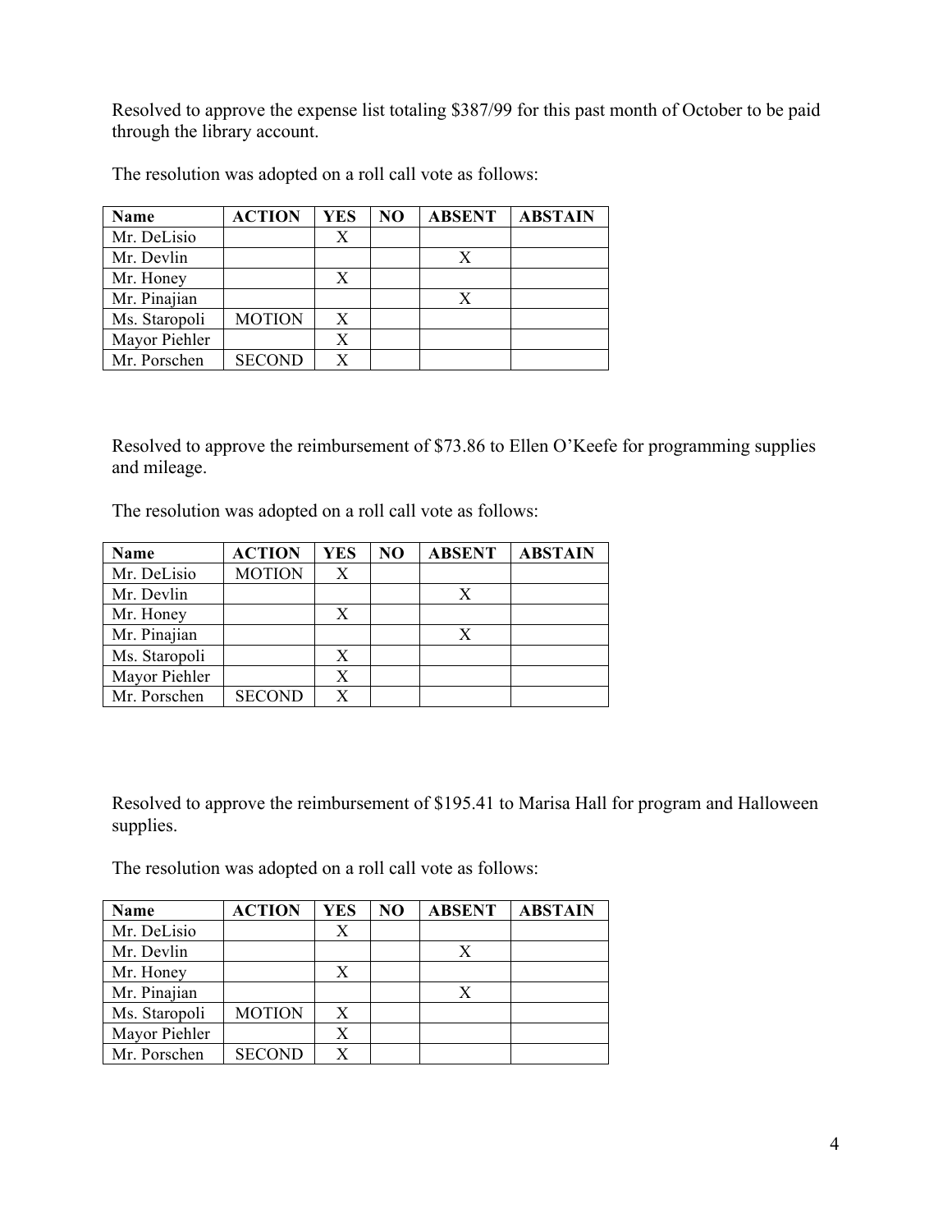Resolved to approve the expense list totaling $387/99 for this past month of October to be paid through the library account.

The resolution was adopted on a roll call vote as follows:

| Name | ACTION | YES | NO | ABSENT | ABSTAIN |
|---|---|---|---|---|---|
| Mr. DeLisio | | X | | | |
| Mr. Devlin | | | | X | |
| Mr. Honey | | X | | | |
| Mr. Pinajian | | | | X | |
| Ms. Staropoli | MOTION | X | | | |
| Mayor Piehler | | X | | | |
| Mr. Porschen | SECOND | X | | | |

Resolved to approve the reimbursement of $73.86 to Ellen O'Keefe for programming supplies and mileage.

The resolution was adopted on a roll call vote as follows:

| Name | ACTION | YES | NO | ABSENT | ABSTAIN |
|---|---|---|---|---|---|
| Mr. DeLisio | MOTION | X | | | |
| Mr. Devlin | | | | X | |
| Mr. Honey | | X | | | |
| Mr. Pinajian | | | | X | |
| Ms. Staropoli | | X | | | |
| Mayor Piehler | | X | | | |
| Mr. Porschen | SECOND | X | | | |

Resolved to approve the reimbursement of $195.41 to Marisa Hall for program and Halloween supplies.

The resolution was adopted on a roll call vote as follows:

| Name | ACTION | YES | NO | ABSENT | ABSTAIN |
|---|---|---|---|---|---|
| Mr. DeLisio | | X | | | |
| Mr. Devlin | | | | X | |
| Mr. Honey | | X | | | |
| Mr. Pinajian | | | | X | |
| Ms. Staropoli | MOTION | X | | | |
| Mayor Piehler | | X | | | |
| Mr. Porschen | SECOND | X | | | |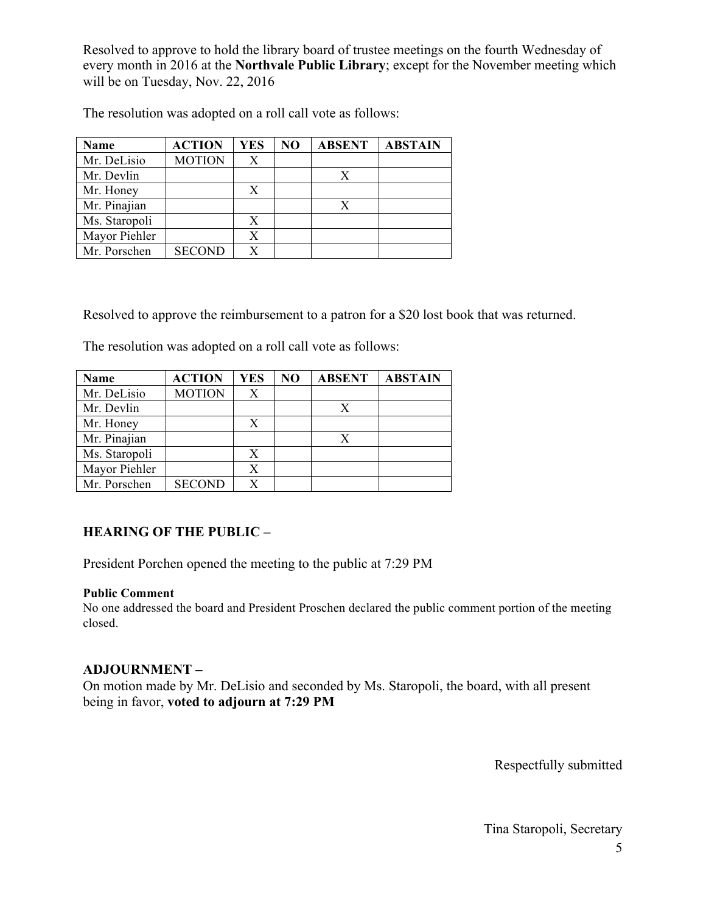Resolved to approve to hold the library board of trustee meetings on the fourth Wednesday of every month in 2016 at the **Northvale Public Library**; except for the November meeting which will be on Tuesday, Nov. 22, 2016

The resolution was adopted on a roll call vote as follows:

| Name | ACTION | YES | NO | ABSENT | ABSTAIN |
|---|---|---|---|---|---|
| Mr. DeLisio | MOTION | X | | | |
| Mr. Devlin | | | | X | |
| Mr. Honey | | X | | | |
| Mr. Pinajian | | | | X | |
| Ms. Staropoli | | X | | | |
| Mayor Piehler | | X | | | |
| Mr. Porschen | SECOND | X | | | |

Resolved to approve the reimbursement to a patron for a $20 lost book that was returned.

The resolution was adopted on a roll call vote as follows:

| Name | ACTION | YES | NO | ABSENT | ABSTAIN |
|---|---|---|---|---|---|
| Mr. DeLisio | MOTION | X | | | |
| Mr. Devlin | | | | X | |
| Mr. Honey | | X | | | |
| Mr. Pinajian | | | | X | |
| Ms. Staropoli | | X | | | |
| Mayor Piehler | | X | | | |
| Mr. Porschen | SECOND | X | | | |

## HEARING OF THE PUBLIC –

President Porchen opened the meeting to the public at 7:29 PM

**Public Comment**

No one addressed the board and President Proschen declared the public comment portion of the meeting closed.

## ADJOURNMENT –

On motion made by Mr. DeLisio and seconded by Ms. Staropoli, the board, with all present being in favor, **voted to adjourn at 7:29 PM**

Respectfully submitted

Tina Staropoli, Secretary